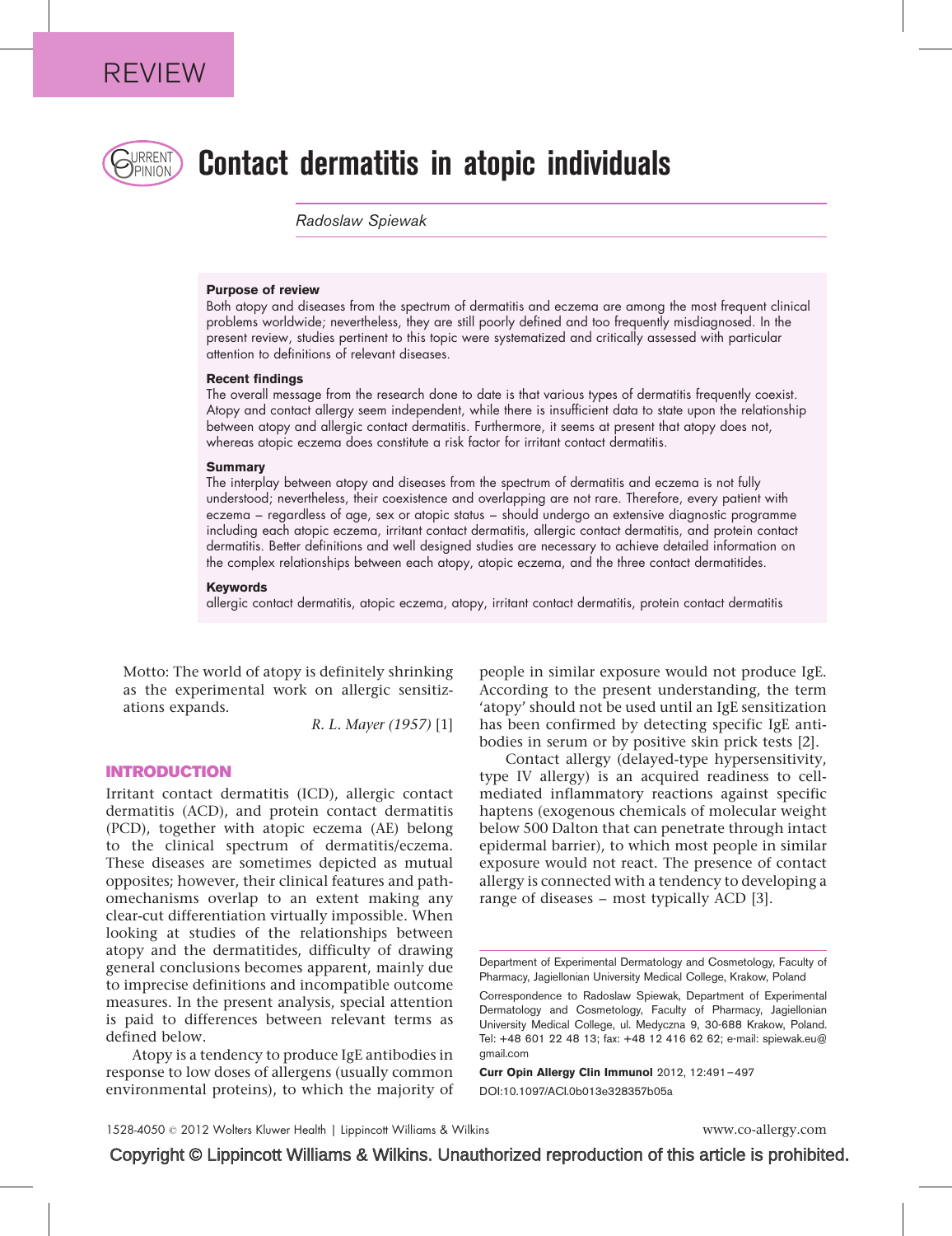REVIEW

# Contact dermatitis in atopic individuals

Radoslaw Spiewak

**Purpose of review**

Both atopy and diseases from the spectrum of dermatitis and eczema are among the most frequent clinical problems worldwide; nevertheless, they are still poorly defined and too frequently misdiagnosed. In the present review, studies pertinent to this topic were systematized and critically assessed with particular attention to definitions of relevant diseases.

**Recent findings**

The overall message from the research done to date is that various types of dermatitis frequently coexist. Atopy and contact allergy seem independent, while there is insufficient data to state upon the relationship between atopy and allergic contact dermatitis. Furthermore, it seems at present that atopy does not, whereas atopic eczema does constitute a risk factor for irritant contact dermatitis.

**Summary**

The interplay between atopy and diseases from the spectrum of dermatitis and eczema is not fully understood; nevertheless, their coexistence and overlapping are not rare. Therefore, every patient with eczema – regardless of age, sex or atopic status – should undergo an extensive diagnostic programme including each atopic eczema, irritant contact dermatitis, allergic contact dermatitis, and protein contact dermatitis. Better definitions and well designed studies are necessary to achieve detailed information on the complex relationships between each atopy, atopic eczema, and the three contact dermatitides.

**Keywords**

allergic contact dermatitis, atopic eczema, atopy, irritant contact dermatitis, protein contact dermatitis

Motto: The world of atopy is definitely shrinking as the experimental work on allergic sensitizations expands.

*R. L. Mayer (1957)* [1]

## INTRODUCTION

Irritant contact dermatitis (ICD), allergic contact dermatitis (ACD), and protein contact dermatitis (PCD), together with atopic eczema (AE) belong to the clinical spectrum of dermatitis/eczema. These diseases are sometimes depicted as mutual opposites; however, their clinical features and pathomechanisms overlap to an extent making any clear-cut differentiation virtually impossible. When looking at studies of the relationships between atopy and the dermatitides, difficulty of drawing general conclusions becomes apparent, mainly due to imprecise definitions and incompatible outcome measures. In the present analysis, special attention is paid to differences between relevant terms as defined below.

Atopy is a tendency to produce IgE antibodies in response to low doses of allergens (usually common environmental proteins), to which the majority of people in similar exposure would not produce IgE. According to the present understanding, the term 'atopy' should not be used until an IgE sensitization has been confirmed by detecting specific IgE antibodies in serum or by positive skin prick tests [2].

Contact allergy (delayed-type hypersensitivity, type IV allergy) is an acquired readiness to cell-mediated inflammatory reactions against specific haptens (exogenous chemicals of molecular weight below 500 Dalton that can penetrate through intact epidermal barrier), to which most people in similar exposure would not react. The presence of contact allergy is connected with a tendency to developing a range of diseases – most typically ACD [3].

Department of Experimental Dermatology and Cosmetology, Faculty of Pharmacy, Jagiellonian University Medical College, Krakow, Poland

Correspondence to Radoslaw Spiewak, Department of Experimental Dermatology and Cosmetology, Faculty of Pharmacy, Jagiellonian University Medical College, ul. Medyczna 9, 30-688 Krakow, Poland. Tel: +48 601 22 48 13; fax: +48 12 416 62 62; e-mail: spiewak.eu@gmail.com

**Curr Opin Allergy Clin Immunol** 2012, 12:491–497

DOI:10.1097/ACI.0b013e328357b05a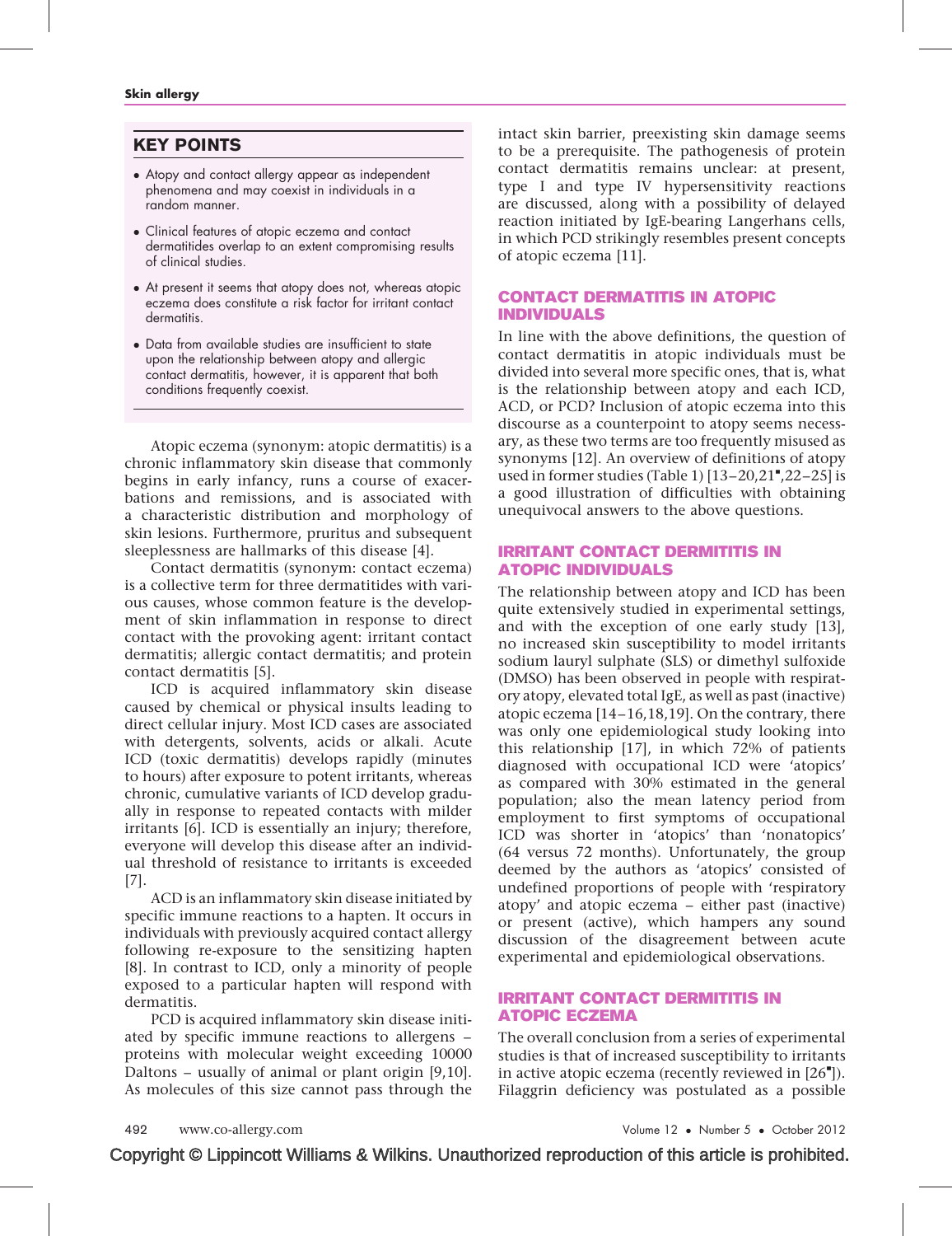## KEY POINTS

- Atopy and contact allergy appear as independent phenomena and may coexist in individuals in a random manner.
- Clinical features of atopic eczema and contact dermatitides overlap to an extent compromising results of clinical studies.
- At present it seems that atopy does not, whereas atopic eczema does constitute a risk factor for irritant contact dermatitis.
- Data from available studies are insufficient to state upon the relationship between atopy and allergic contact dermatitis, however, it is apparent that both conditions frequently coexist.

Atopic eczema (synonym: atopic dermatitis) is a chronic inflammatory skin disease that commonly begins in early infancy, runs a course of exacerbations and remissions, and is associated with a characteristic distribution and morphology of skin lesions. Furthermore, pruritus and subsequent sleeplessness are hallmarks of this disease [4].

Contact dermatitis (synonym: contact eczema) is a collective term for three dermatitides with various causes, whose common feature is the development of skin inflammation in response to direct contact with the provoking agent: irritant contact dermatitis; allergic contact dermatitis; and protein contact dermatitis [5].

ICD is acquired inflammatory skin disease caused by chemical or physical insults leading to direct cellular injury. Most ICD cases are associated with detergents, solvents, acids or alkali. Acute ICD (toxic dermatitis) develops rapidly (minutes to hours) after exposure to potent irritants, whereas chronic, cumulative variants of ICD develop gradually in response to repeated contacts with milder irritants [6]. ICD is essentially an injury; therefore, everyone will develop this disease after an individual threshold of resistance to irritants is exceeded [7].

ACD is an inflammatory skin disease initiated by specific immune reactions to a hapten. It occurs in individuals with previously acquired contact allergy following re-exposure to the sensitizing hapten [8]. In contrast to ICD, only a minority of people exposed to a particular hapten will respond with dermatitis.

PCD is acquired inflammatory skin disease initiated by specific immune reactions to allergens – proteins with molecular weight exceeding 10000 Daltons – usually of animal or plant origin [9,10]. As molecules of this size cannot pass through the intact skin barrier, preexisting skin damage seems to be a prerequisite. The pathogenesis of protein contact dermatitis remains unclear: at present, type I and type IV hypersensitivity reactions are discussed, along with a possibility of delayed reaction initiated by IgE-bearing Langerhans cells, in which PCD strikingly resembles present concepts of atopic eczema [11].

## CONTACT DERMATITIS IN ATOPIC INDIVIDUALS

In line with the above definitions, the question of contact dermatitis in atopic individuals must be divided into several more specific ones, that is, what is the relationship between atopy and each ICD, ACD, or PCD? Inclusion of atopic eczema into this discourse as a counterpoint to atopy seems necessary, as these two terms are too frequently misused as synonyms [12]. An overview of definitions of atopy used in former studies (Table 1) [13–20,21▪,22–25] is a good illustration of difficulties with obtaining unequivocal answers to the above questions.

## IRRITANT CONTACT DERMITITIS IN ATOPIC INDIVIDUALS

The relationship between atopy and ICD has been quite extensively studied in experimental settings, and with the exception of one early study [13], no increased skin susceptibility to model irritants sodium lauryl sulphate (SLS) or dimethyl sulfoxide (DMSO) has been observed in people with respiratory atopy, elevated total IgE, as well as past (inactive) atopic eczema [14–16,18,19]. On the contrary, there was only one epidemiological study looking into this relationship [17], in which 72% of patients diagnosed with occupational ICD were 'atopics' as compared with 30% estimated in the general population; also the mean latency period from employment to first symptoms of occupational ICD was shorter in 'atopics' than 'nonatopics' (64 versus 72 months). Unfortunately, the group deemed by the authors as 'atopics' consisted of undefined proportions of people with 'respiratory atopy' and atopic eczema – either past (inactive) or present (active), which hampers any sound discussion of the disagreement between acute experimental and epidemiological observations.

## IRRITANT CONTACT DERMITITIS IN ATOPIC ECZEMA

The overall conclusion from a series of experimental studies is that of increased susceptibility to irritants in active atopic eczema (recently reviewed in [26▪]). Filaggrin deficiency was postulated as a possible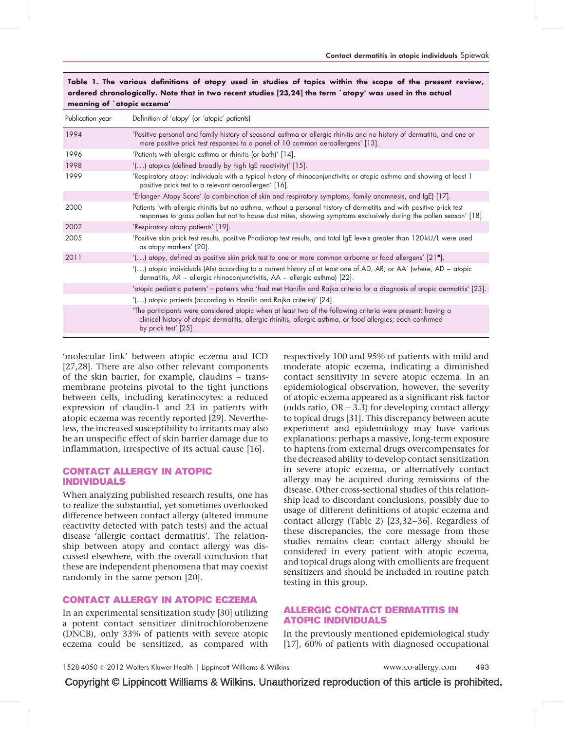**Table 1. The various definitions of atopy used in studies of topics within the scope of the present review, ordered chronologically. Note that in two recent studies [23,24] the term 'atopy' was used in the actual meaning of 'atopic eczema'**

| Publication year | Definition of 'atopy' (or 'atopic' patients) |
| --- | --- |
| 1994 | 'Positive personal and family history of seasonal asthma or allergic rhinitis and no history of dermatitis, and one or more positive prick test responses to a panel of 10 common aeroallergens' [13]. |
| 1996 | 'Patients with allergic asthma or rhinitis (or both)' [14]. |
| 1998 | '(...) atopics (defined broadly by high IgE reactivity)' [15]. |
| 1999 | 'Respiratory atopy: individuals with a typical history of rhinoconjunctivitis or atopic asthma and showing at least 1 positive prick test to a relevant aeroallergen' [16]. |
| | 'Erlangen Atopy Score' (a combination of skin and respiratory symptoms, family anamnesis, and IgE) [17]. |
| 2000 | Patients 'with allergic rhinitis but no asthma, without a personal history of dermatitis and with positive prick test responses to grass pollen but not to house dust mites, showing symptoms exclusively during the pollen season' [18]. |
| 2002 | 'Respiratory atopy patients' [19]. |
| 2005 | 'Positive skin prick test results, positive Phadiatop test results, and total IgE levels greater than 120 kU/L were used as atopy markers' [20]. |
| 2011 | '(...) atopy, defined as positive skin prick test to one or more common airborne or food allergens' [21▪]. |
| | '(...) atopic individuals (AIs) according to a current history of at least one of AD, AR, or AA' (where, AD – atopic dermatitis, AR – allergic rhinoconjunctivitis, AA – allergic asthma) [22]. |
| | 'atopic pediatric patients' = patients who 'had met Hanifin and Rajka criteria for a diagnosis of atopic dermatitis' [23]. |
| | '(...) atopic patients (according to Hanifin and Rajka criteria)' [24]. |
| | 'The participants were considered atopic when at least two of the following criteria were present: having a clinical history of atopic dermatitis, allergic rhinitis, allergic asthma, or food allergies; each confirmed by prick test' [25]. |

'molecular link' between atopic eczema and ICD [27,28]. There are also other relevant components of the skin barrier, for example, claudins – transmembrane proteins pivotal to the tight junctions between cells, including keratinocytes: a reduced expression of claudin-1 and 23 in patients with atopic eczema was recently reported [29]. Nevertheless, the increased susceptibility to irritants may also be an unspecific effect of skin barrier damage due to inflammation, irrespective of its actual cause [16].

## CONTACT ALLERGY IN ATOPIC INDIVIDUALS

When analyzing published research results, one has to realize the substantial, yet sometimes overlooked difference between contact allergy (altered immune reactivity detected with patch tests) and the actual disease 'allergic contact dermatitis'. The relationship between atopy and contact allergy was discussed elsewhere, with the overall conclusion that these are independent phenomena that may coexist randomly in the same person [20].

## CONTACT ALLERGY IN ATOPIC ECZEMA

In an experimental sensitization study [30] utilizing a potent contact sensitizer dinitrochlorobenzene (DNCB), only 33% of patients with severe atopic eczema could be sensitized, as compared with respectively 100 and 95% of patients with mild and moderate atopic eczema, indicating a diminished contact sensitivity in severe atopic eczema. In an epidemiological observation, however, the severity of atopic eczema appeared as a significant risk factor (odds ratio, OR = 3.3) for developing contact allergy to topical drugs [31]. This discrepancy between acute experiment and epidemiology may have various explanations: perhaps a massive, long-term exposure to haptens from external drugs overcompensates for the decreased ability to develop contact sensitization in severe atopic eczema, or alternatively contact allergy may be acquired during remissions of the disease. Other cross-sectional studies of this relationship lead to discordant conclusions, possibly due to usage of different definitions of atopic eczema and contact allergy (Table 2) [23,32–36]. Regardless of these discrepancies, the core message from these studies remains clear: contact allergy should be considered in every patient with atopic eczema, and topical drugs along with emollients are frequent sensitizers and should be included in routine patch testing in this group.

## ALLERGIC CONTACT DERMATITIS IN ATOPIC INDIVIDUALS

In the previously mentioned epidemiological study [17], 60% of patients with diagnosed occupational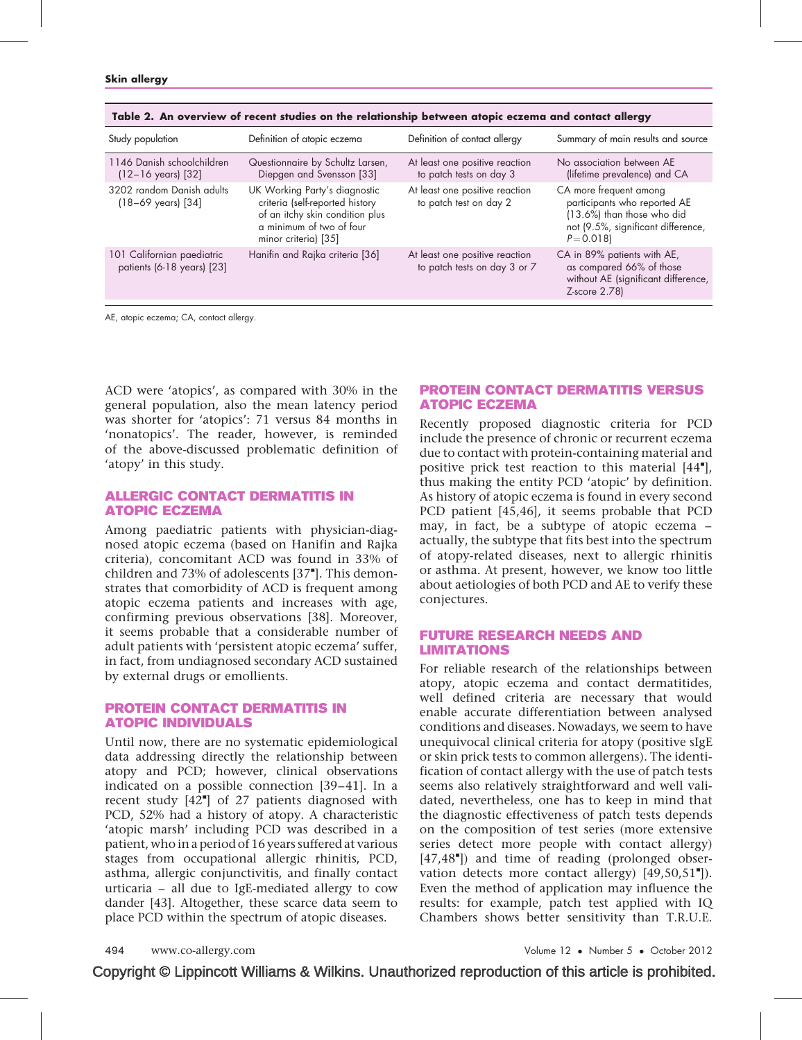**Table 2. An overview of recent studies on the relationship between atopic eczema and contact allergy**

| Study population | Definition of atopic eczema | Definition of contact allergy | Summary of main results and source |
|---|---|---|---|
| 1146 Danish schoolchildren (12–16 years) [32] | Questionnaire by Schultz Larsen, Diepgen and Svensson [33] | At least one positive reaction to patch tests on day 3 | No association between AE (lifetime prevalence) and CA |
| 3202 random Danish adults (18–69 years) [34] | UK Working Party's diagnostic criteria (self-reported history of an itchy skin condition plus a minimum of two of four minor criteria) [35] | At least one positive reaction to patch test on day 2 | CA more frequent among participants who reported AE (13.6%) than those who did not (9.5%, significant difference, $P = 0.018$) |
| 101 Californian paediatric patients (6-18 years) [23] | Hanifin and Rajka criteria [36] | At least one positive reaction to patch tests on day 3 or 7 | CA in 89% patients with AE, as compared 66% of those without AE (significant difference, Z-score 2.78) |

AE, atopic eczema; CA, contact allergy.

ACD were 'atopics', as compared with 30% in the general population, also the mean latency period was shorter for 'atopics': 71 versus 84 months in 'nonatopics'. The reader, however, is reminded of the above-discussed problematic definition of 'atopy' in this study.

## ALLERGIC CONTACT DERMATITIS IN ATOPIC ECZEMA

Among paediatric patients with physician-diagnosed atopic eczema (based on Hanifin and Rajka criteria), concomitant ACD was found in 33% of children and 73% of adolescents [37▪]. This demonstrates that comorbidity of ACD is frequent among atopic eczema patients and increases with age, confirming previous observations [38]. Moreover, it seems probable that a considerable number of adult patients with 'persistent atopic eczema' suffer, in fact, from undiagnosed secondary ACD sustained by external drugs or emollients.

## PROTEIN CONTACT DERMATITIS IN ATOPIC INDIVIDUALS

Until now, there are no systematic epidemiological data addressing directly the relationship between atopy and PCD; however, clinical observations indicated on a possible connection [39–41]. In a recent study [42▪] of 27 patients diagnosed with PCD, 52% had a history of atopy. A characteristic 'atopic marsh' including PCD was described in a patient, who in a period of 16 years suffered at various stages from occupational allergic rhinitis, PCD, asthma, allergic conjunctivitis, and finally contact urticaria – all due to IgE-mediated allergy to cow dander [43]. Altogether, these scarce data seem to place PCD within the spectrum of atopic diseases.

## PROTEIN CONTACT DERMATITIS VERSUS ATOPIC ECZEMA

Recently proposed diagnostic criteria for PCD include the presence of chronic or recurrent eczema due to contact with protein-containing material and positive prick test reaction to this material [44▪], thus making the entity PCD 'atopic' by definition. As history of atopic eczema is found in every second PCD patient [45,46], it seems probable that PCD may, in fact, be a subtype of atopic eczema – actually, the subtype that fits best into the spectrum of atopy-related diseases, next to allergic rhinitis or asthma. At present, however, we know too little about aetiologies of both PCD and AE to verify these conjectures.

## FUTURE RESEARCH NEEDS AND LIMITATIONS

For reliable research of the relationships between atopy, atopic eczema and contact dermatitides, well defined criteria are necessary that would enable accurate differentiation between analysed conditions and diseases. Nowadays, we seem to have unequivocal clinical criteria for atopy (positive sIgE or skin prick tests to common allergens). The identification of contact allergy with the use of patch tests seems also relatively straightforward and well validated, nevertheless, one has to keep in mind that the diagnostic effectiveness of patch tests depends on the composition of test series (more extensive series detect more people with contact allergy) [47,48▪]) and time of reading (prolonged observation detects more contact allergy) [49,50,51▪]). Even the method of application may influence the results: for example, patch test applied with IQ Chambers shows better sensitivity than T.R.U.E.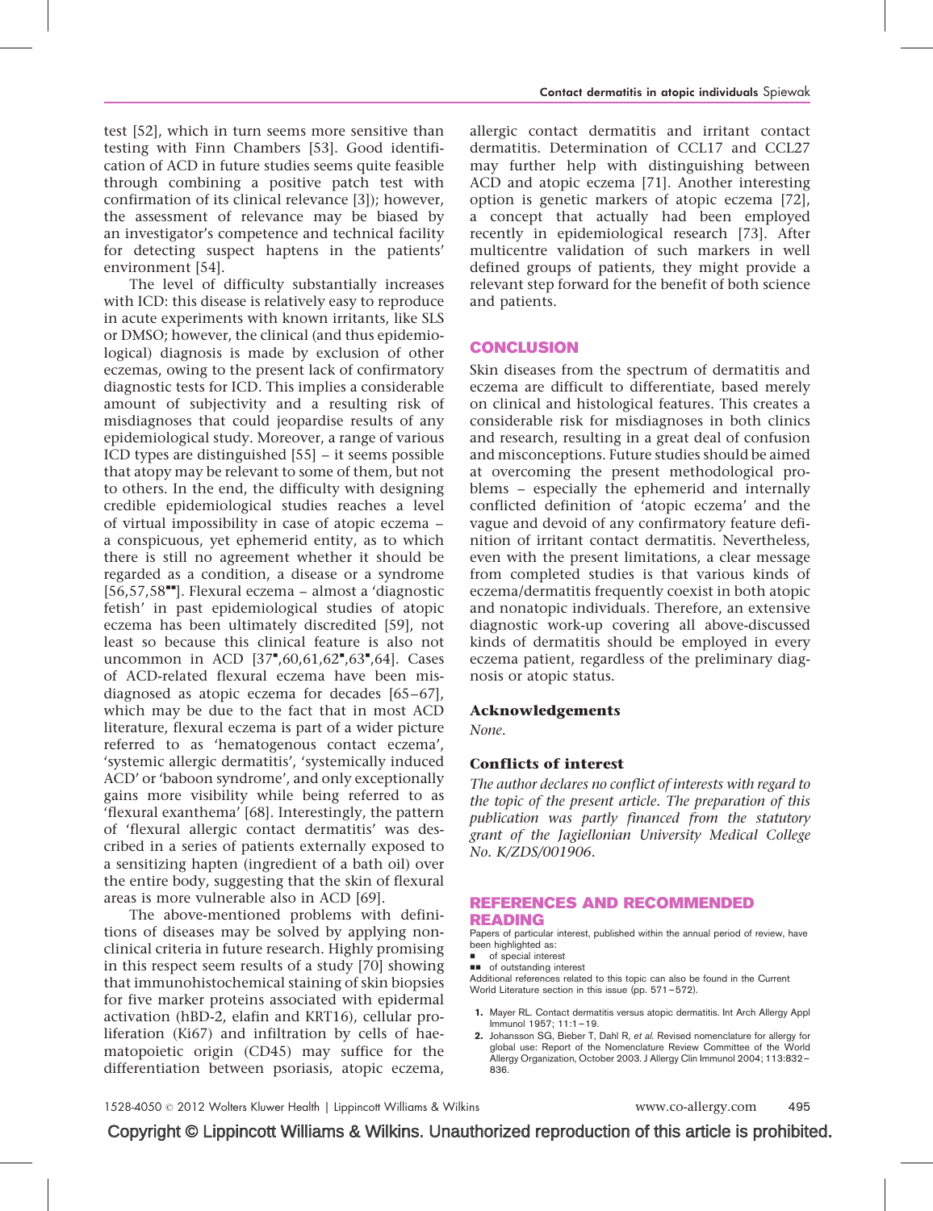test [52], which in turn seems more sensitive than testing with Finn Chambers [53]. Good identification of ACD in future studies seems quite feasible through combining a positive patch test with confirmation of its clinical relevance [3]); however, the assessment of relevance may be biased by an investigator's competence and technical facility for detecting suspect haptens in the patients' environment [54].

The level of difficulty substantially increases with ICD: this disease is relatively easy to reproduce in acute experiments with known irritants, like SLS or DMSO; however, the clinical (and thus epidemiological) diagnosis is made by exclusion of other eczemas, owing to the present lack of confirmatory diagnostic tests for ICD. This implies a considerable amount of subjectivity and a resulting risk of misdiagnoses that could jeopardise results of any epidemiological study. Moreover, a range of various ICD types are distinguished [55] – it seems possible that atopy may be relevant to some of them, but not to others. In the end, the difficulty with designing credible epidemiological studies reaches a level of virtual impossibility in case of atopic eczema – a conspicuous, yet ephemerid entity, as to which there is still no agreement whether it should be regarded as a condition, a disease or a syndrome [56,57,58■■]. Flexural eczema – almost a 'diagnostic fetish' in past epidemiological studies of atopic eczema has been ultimately discredited [59], not least so because this clinical feature is also not uncommon in ACD [37■,60,61,62■,63■,64]. Cases of ACD-related flexural eczema have been misdiagnosed as atopic eczema for decades [65–67], which may be due to the fact that in most ACD literature, flexural eczema is part of a wider picture referred to as 'hematogenous contact eczema', 'systemic allergic dermatitis', 'systemically induced ACD' or 'baboon syndrome', and only exceptionally gains more visibility while being referred to as 'flexural exanthema' [68]. Interestingly, the pattern of 'flexural allergic contact dermatitis' was described in a series of patients externally exposed to a sensitizing hapten (ingredient of a bath oil) over the entire body, suggesting that the skin of flexural areas is more vulnerable also in ACD [69].

The above-mentioned problems with definitions of diseases may be solved by applying nonclinical criteria in future research. Highly promising in this respect seem results of a study [70] showing that immunohistochemical staining of skin biopsies for five marker proteins associated with epidermal activation (hBD-2, elafin and KRT16), cellular proliferation (Ki67) and infiltration by cells of haematopoietic origin (CD45) may suffice for the differentiation between psoriasis, atopic eczema, allergic contact dermatitis and irritant contact dermatitis. Determination of CCL17 and CCL27 may further help with distinguishing between ACD and atopic eczema [71]. Another interesting option is genetic markers of atopic eczema [72], a concept that actually had been employed recently in epidemiological research [73]. After multicentre validation of such markers in well defined groups of patients, they might provide a relevant step forward for the benefit of both science and patients.

## CONCLUSION

Skin diseases from the spectrum of dermatitis and eczema are difficult to differentiate, based merely on clinical and histological features. This creates a considerable risk for misdiagnoses in both clinics and research, resulting in a great deal of confusion and misconceptions. Future studies should be aimed at overcoming the present methodological problems – especially the ephemerid and internally conflicted definition of 'atopic eczema' and the vague and devoid of any confirmatory feature definition of irritant contact dermatitis. Nevertheless, even with the present limitations, a clear message from completed studies is that various kinds of eczema/dermatitis frequently coexist in both atopic and nonatopic individuals. Therefore, an extensive diagnostic work-up covering all above-discussed kinds of dermatitis should be employed in every eczema patient, regardless of the preliminary diagnosis or atopic status.

### Acknowledgements

*None.*

### Conflicts of interest

*The author declares no conflict of interests with regard to the topic of the present article. The preparation of this publication was partly financed from the statutory grant of the Jagiellonian University Medical College No. K/ZDS/001906.*

## REFERENCES AND RECOMMENDED READING

Papers of particular interest, published within the annual period of review, have been highlighted as:

- ■ of special interest
- ■■ of outstanding interest

Additional references related to this topic can also be found in the Current World Literature section in this issue (pp. 571–572).

1. Mayer RL. Contact dermatitis versus atopic dermatitis. Int Arch Allergy Appl Immunol 1957; 11:1–19.
2. Johansson SG, Bieber T, Dahl R, *et al.* Revised nomenclature for allergy for global use: Report of the Nomenclature Review Committee of the World Allergy Organization, October 2003. J Allergy Clin Immunol 2004; 113:832–836.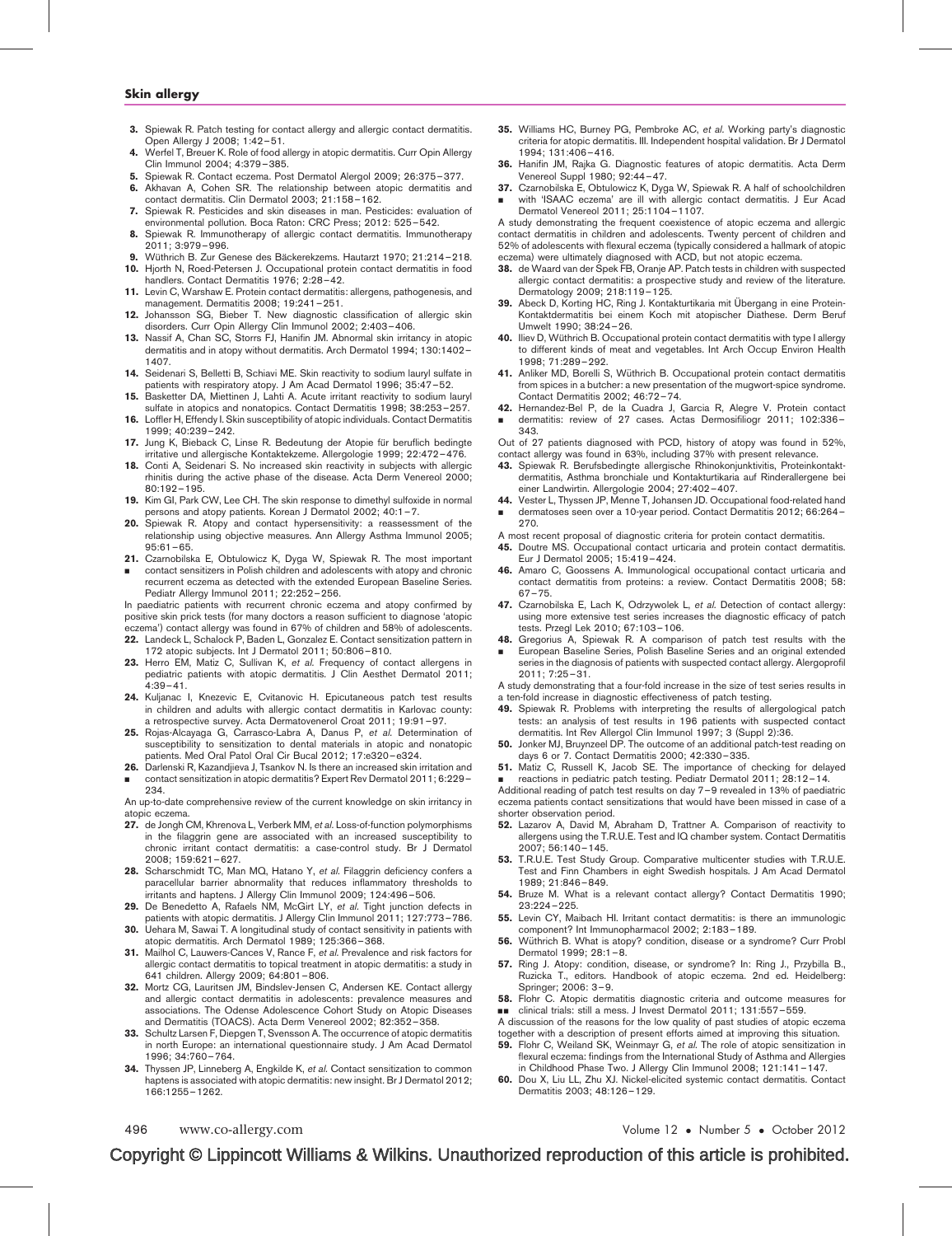3. Spiewak R. Patch testing for contact allergy and allergic contact dermatitis. Open Allergy J 2008; 1:42–51.
4. Werfel T, Breuer K. Role of food allergy in atopic dermatitis. Curr Opin Allergy Clin Immunol 2004; 4:379–385.
5. Spiewak R. Contact eczema. Post Dermatol Alergol 2009; 26:375–377.
6. Akhavan A, Cohen SR. The relationship between atopic dermatitis and contact dermatitis. Clin Dermatol 2003; 21:158–162.
7. Spiewak R. Pesticides and skin diseases in man. Pesticides: evaluation of environmental pollution. Boca Raton: CRC Press; 2012: 525–542.
8. Spiewak R. Immunotherapy of allergic contact dermatitis. Immunotherapy 2011; 3:979–996.
9. Wüthrich B. Zur Genese des Bäckerekzems. Hautarzt 1970; 21:214–218.
10. Hjorth N, Roed-Petersen J. Occupational protein contact dermatitis in food handlers. Contact Dermatitis 1976; 2:28–42.
11. Levin C, Warshaw E. Protein contact dermatitis: allergens, pathogenesis, and management. Dermatitis 2008; 19:241–251.
12. Johansson SG, Bieber T. New diagnostic classification of allergic skin disorders. Curr Opin Allergy Clin Immunol 2002; 2:403–406.
13. Nassif A, Chan SC, Storrs FJ, Hanifin JM. Abnormal skin irritancy in atopic dermatitis and in atopy without dermatitis. Arch Dermatol 1994; 130:1402–1407.
14. Seidenari S, Belletti B, Schiavi ME. Skin reactivity to sodium lauryl sulfate in patients with respiratory atopy. J Am Acad Dermatol 1996; 35:47–52.
15. Basketter DA, Miettinen J, Lahti A. Acute irritant reactivity to sodium lauryl sulfate in atopics and nonatopics. Contact Dermatitis 1998; 38:253–257.
16. Loffler H, Effendy I. Skin susceptibility of atopic individuals. Contact Dermatitis 1999; 40:239–242.
17. Jung K, Bieback C, Linse R. Bedeutung der Atopie für beruflich bedingte irritative und allergische Kontaktekzeme. Allergologie 1999; 22:472–476.
18. Conti A, Seidenari S. No increased skin reactivity in subjects with allergic rhinitis during the active phase of the disease. Acta Derm Venereol 2000; 80:192–195.
19. Kim GI, Park CW, Lee CH. The skin response to dimethyl sulfoxide in normal persons and atopy patients. Korean J Dermatol 2002; 40:1–7.
20. Spiewak R. Atopy and contact hypersensitivity: a reassessment of the relationship using objective measures. Ann Allergy Asthma Immunol 2005; 95:61–65.
21. ▪ Czarnobilska E, Obtulowicz K, Dyga W, Spiewak R. The most important contact sensitizers in Polish children and adolescents with atopy and chronic recurrent eczema as detected with the extended European Baseline Series. Pediatr Allergy Immunol 2011; 22:252–256.

In paediatric patients with recurrent chronic eczema and atopy confirmed by positive skin prick tests (for many doctors a reason sufficient to diagnose 'atopic eczema') contact allergy was found in 67% of children and 58% of adolescents.

22. Landeck L, Schalock P, Baden L, Gonzalez E. Contact sensitization pattern in 172 atopic subjects. Int J Dermatol 2011; 50:806–810.
23. Herro EM, Matiz C, Sullivan K, et al. Frequency of contact allergens in pediatric patients with atopic dermatitis. J Clin Aesthet Dermatol 2011; 4:39–41.
24. Kuljanac I, Knezevic E, Cvitanovic H. Epicutaneous patch test results in children and adults with allergic contact dermatitis in Karlovac county: a retrospective survey. Acta Dermatovenerol Croat 2011; 19:91–97.
25. Rojas-Alcayaga G, Carrasco-Labra A, Danus P, et al. Determination of susceptibility to sensitization to dental materials in atopic and nonatopic patients. Med Oral Patol Oral Cir Bucal 2012; 17:e320–e324.
26. ▪ Darlenski R, Kazandjieva J, Tsankov N. Is there an increased skin irritation and contact sensitization in atopic dermatitis? Expert Rev Dermatol 2011; 6:229–234.

An up-to-date comprehensive review of the current knowledge on skin irritancy in atopic eczema.

27. de Jongh CM, Khrenova L, Verberk MM, et al. Loss-of-function polymorphisms in the filaggrin gene are associated with an increased susceptibility to chronic irritant contact dermatitis: a case-control study. Br J Dermatol 2008; 159:621–627.
28. Scharschmidt TC, Man MQ, Hatano Y, et al. Filaggrin deficiency confers a paracellular barrier abnormality that reduces inflammatory thresholds to irritants and haptens. J Allergy Clin Immunol 2009; 124:496–506.
29. De Benedetto A, Rafaels NM, McGirt LY, et al. Tight junction defects in patients with atopic dermatitis. J Allergy Clin Immunol 2011; 127:773–786.
30. Uehara M, Sawai T. A longitudinal study of contact sensitivity in patients with atopic dermatitis. Arch Dermatol 1989; 125:366–368.
31. Mailhol C, Lauwers-Cances V, Rance F, et al. Prevalence and risk factors for allergic contact dermatitis to topical treatment in atopic dermatitis: a study in 641 children. Allergy 2009; 64:801–806.
32. Mortz CG, Lauritsen JM, Bindslev-Jensen C, Andersen KE. Contact allergy and allergic contact dermatitis in adolescents: prevalence measures and associations. The Odense Adolescence Cohort Study on Atopic Diseases and Dermatitis (TOACS). Acta Derm Venereol 2002; 82:352–358.
33. Schultz Larsen F, Diepgen T, Svensson A. The occurrence of atopic dermatitis in north Europe: an international questionnaire study. J Am Acad Dermatol 1996; 34:760–764.
34. Thyssen JP, Linneberg A, Engkilde K, et al. Contact sensitization to common haptens is associated with atopic dermatitis: new insight. Br J Dermatol 2012; 166:1255–1262.
35. Williams HC, Burney PG, Pembroke AC, et al. Working party's diagnostic criteria for atopic dermatitis. III. Independent hospital validation. Br J Dermatol 1994; 131:406–416.
36. Hanifin JM, Rajka G. Diagnostic features of atopic dermatitis. Acta Derm Venereol Suppl 1980; 92:44–47.
37. ▪ Czarnobilska E, Obtulowicz K, Dyga W, Spiewak R. A half of schoolchildren with 'ISAAC eczema' are ill with allergic contact dermatitis. J Eur Acad Dermatol Venereol 2011; 25:1104–1107.

A study demonstrating the frequent coexistence of atopic eczema and allergic contact dermatitis in children and adolescents. Twenty percent of children and 52% of adolescents with flexural eczema (typically considered a hallmark of atopic eczema) were ultimately diagnosed with ACD, but not atopic eczema.

38. de Waard van der Spek FB, Oranje AP. Patch tests in children with suspected allergic contact dermatitis: a prospective study and review of the literature. Dermatology 2009; 218:119–125.
39. Abeck D, Korting HC, Ring J. Kontakturtikaria mit Übergang in eine Protein-Kontaktdermatitis bei einem Koch mit atopischer Diathese. Derm Beruf Umwelt 1990; 38:24–26.
40. Iliev D, Wüthrich B. Occupational protein contact dermatitis with type I allergy to different kinds of meat and vegetables. Int Arch Occup Environ Health 1998; 71:289–292.
41. Anliker MD, Borelli S, Wüthrich B. Occupational protein contact dermatitis from spices in a butcher: a new presentation of the mugwort-spice syndrome. Contact Dermatitis 2002; 46:72–74.
42. ▪ Hernandez-Bel P, de la Cuadra J, Garcia R, Alegre V. Protein contact dermatitis: review of 27 cases. Actas Dermosifiliogr 2011; 102:336–343.

Out of 27 patients diagnosed with PCD, history of atopy was found in 52%, contact allergy was found in 63%, including 37% with present relevance.

43. Spiewak R. Berufsbedingte allergische Rhinokonjunktivitis, Proteinkontaktdermatitis, Asthma bronchiale und Kontakturtikaria auf Rinderallergene bei einer Landwirtin. Allergologie 2004; 27:402–407.
44. ▪ Vester L, Thyssen JP, Menne T, Johansen JD. Occupational food-related hand dermatoses seen over a 10-year period. Contact Dermatitis 2012; 66:264–270.

A most recent proposal of diagnostic criteria for protein contact dermatitis.

45. Doutre MS. Occupational contact urticaria and protein contact dermatitis. Eur J Dermatol 2005; 15:419–424.
46. Amaro C, Goossens A. Immunological occupational contact urticaria and contact dermatitis from proteins: a review. Contact Dermatitis 2008; 58: 67–75.
47. Czarnobilska E, Lach K, Odrzywolek L, et al. Detection of contact allergy: using more extensive test series increases the diagnostic efficacy of patch tests. Przegl Lek 2010; 67:103–106.
48. ▪ Gregorius A, Spiewak R. A comparison of patch test results with the European Baseline Series, Polish Baseline Series and an original extended series in the diagnosis of patients with suspected contact allergy. Alergoprofil 2011; 7:25–31.

A study demonstrating that a four-fold increase in the size of test series results in a ten-fold increase in diagnostic effectiveness of patch testing.

49. Spiewak R. Problems with interpreting the results of allergological patch tests: an analysis of test results in 196 patients with suspected contact dermatitis. Int Rev Allergol Clin Immunol 1997; 3 (Suppl 2):36.
50. Jonker MJ, Bruynzeel DP. The outcome of an additional patch-test reading on days 6 or 7. Contact Dermatitis 2000; 42:330–335.
51. ▪ Matiz C, Russell K, Jacob SE. The importance of checking for delayed reactions in pediatric patch testing. Pediatr Dermatol 2011; 28:12–14.

Additional reading of patch test results on day 7–9 revealed in 13% of paediatric eczema patients contact sensitizations that would have been missed in case of a shorter observation period.

52. Lazarov A, David M, Abraham D, Trattner A. Comparison of reactivity to allergens using the T.R.U.E. Test and IQ chamber system. Contact Dermatitis 2007; 56:140–145.
53. T.R.U.E. Test Study Group. Comparative multicenter studies with T.R.U.E. Test and Finn Chambers in eight Swedish hospitals. J Am Acad Dermatol 1989; 21:846–849.
54. Bruze M. What is a relevant contact allergy? Contact Dermatitis 1990; 23:224–225.
55. Levin CY, Maibach HI. Irritant contact dermatitis: is there an immunologic component? Int Immunopharmacol 2002; 2:183–189.
56. Wüthrich B. What is atopy? condition, disease or a syndrome? Curr Probl Dermatol 1999; 28:1–8.
57. Ring J. Atopy: condition, disease, or syndrome? In: Ring J., Przybilla B., Ruzicka T., editors. Handbook of atopic eczema. 2nd ed. Heidelberg: Springer; 2006: 3–9.
58. ▪▪ Flohr C. Atopic dermatitis diagnostic criteria and outcome measures for clinical trials: still a mess. J Invest Dermatol 2011; 131:557–559.

A discussion of the reasons for the low quality of past studies of atopic eczema together with a description of present efforts aimed at improving this situation.

59. Flohr C, Weiland SK, Weinmayr G, et al. The role of atopic sensitization in flexural eczema: findings from the International Study of Asthma and Allergies in Childhood Phase Two. J Allergy Clin Immunol 2008; 121:141–147.
60. Dou X, Liu LL, Zhu XJ. Nickel-elicited systemic contact dermatitis. Contact Dermatitis 2003; 48:126–129.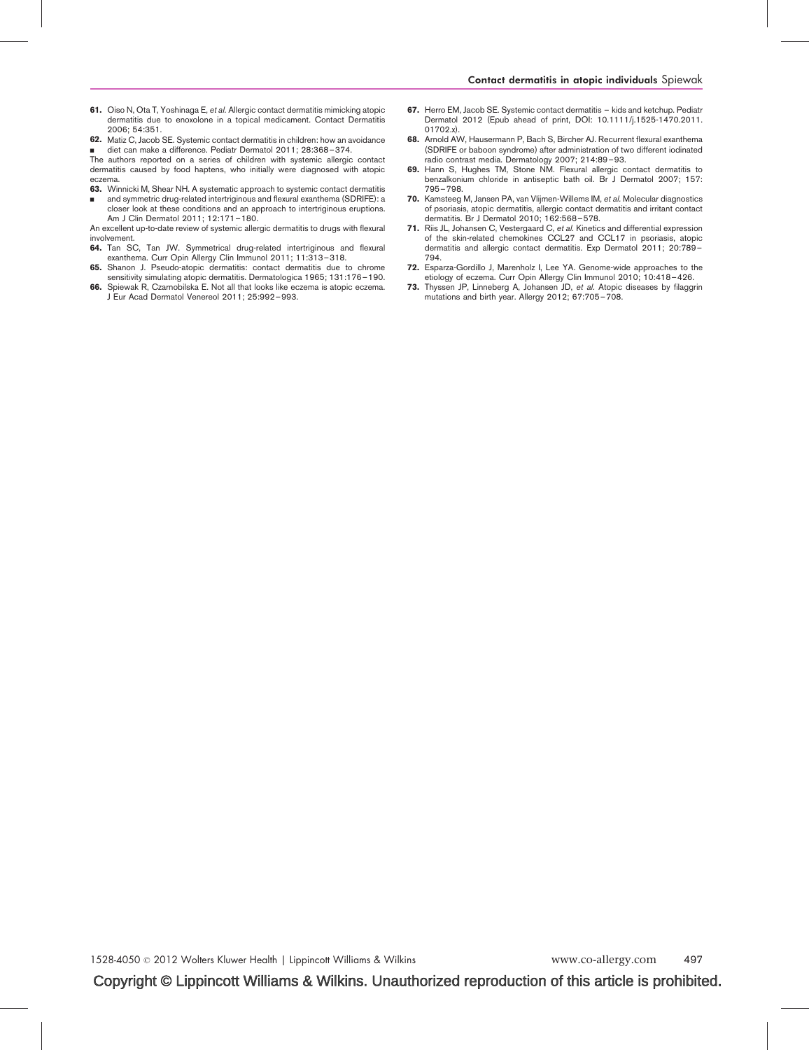61. Oiso N, Ota T, Yoshinaga E, *et al.* Allergic contact dermatitis mimicking atopic dermatitis due to enoxolone in a topical medicament. Contact Dermatitis 2006; 54:351.

62. Matiz C, Jacob SE. Systemic contact dermatitis in children: how an avoidance
▪ diet can make a difference. Pediatr Dermatol 2011; 28:368–374.

The authors reported on a series of children with systemic allergic contact dermatitis caused by food haptens, who initially were diagnosed with atopic eczema.

63. Winnicki M, Shear NH. A systematic approach to systemic contact dermatitis
▪ and symmetric drug-related intertriginous and flexural exanthema (SDRIFE): a closer look at these conditions and an approach to intertriginous eruptions. Am J Clin Dermatol 2011; 12:171–180.

An excellent up-to-date review of systemic allergic dermatitis to drugs with flexural involvement.

64. Tan SC, Tan JW. Symmetrical drug-related intertriginous and flexural exanthema. Curr Opin Allergy Clin Immunol 2011; 11:313–318.

65. Shanon J. Pseudo-atopic dermatitis: contact dermatitis due to chrome sensitivity simulating atopic dermatitis. Dermatologica 1965; 131:176–190.

66. Spiewak R, Czarnobilska E. Not all that looks like eczema is atopic eczema. J Eur Acad Dermatol Venereol 2011; 25:992–993.

67. Herro EM, Jacob SE. Systemic contact dermatitis – kids and ketchup. Pediatr Dermatol 2012 (Epub ahead of print, DOI: 10.1111/j.1525-1470.2011.01702.x).

68. Arnold AW, Hausermann P, Bach S, Bircher AJ. Recurrent flexural exanthema (SDRIFE or baboon syndrome) after administration of two different iodinated radio contrast media. Dermatology 2007; 214:89–93.

69. Hann S, Hughes TM, Stone NM. Flexural allergic contact dermatitis to benzalkonium chloride in antiseptic bath oil. Br J Dermatol 2007; 157: 795–798.

70. Kamsteeg M, Jansen PA, van Vlijmen-Willems IM, *et al.* Molecular diagnostics of psoriasis, atopic dermatitis, allergic contact dermatitis and irritant contact dermatitis. Br J Dermatol 2010; 162:568–578.

71. Riis JL, Johansen C, Vestergaard C, *et al.* Kinetics and differential expression of the skin-related chemokines CCL27 and CCL17 in psoriasis, atopic dermatitis and allergic contact dermatitis. Exp Dermatol 2011; 20:789–794.

72. Esparza-Gordillo J, Marenholz I, Lee YA. Genome-wide approaches to the etiology of eczema. Curr Opin Allergy Clin Immunol 2010; 10:418–426.

73. Thyssen JP, Linneberg A, Johansen JD, *et al.* Atopic diseases by filaggrin mutations and birth year. Allergy 2012; 67:705–708.